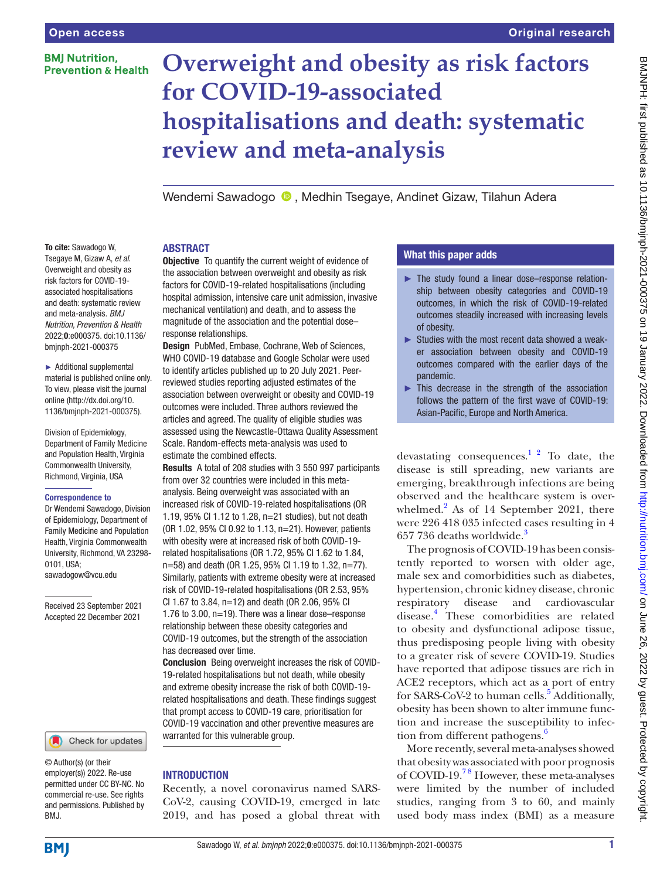# Overweight and obesity as risk factors for COVID-19-associated hospitalisations and death: systematic review and meta-analysis

Wendemi Sawadogo, Medhin Tsegaye, Andinet Gizaw, Tilahun Adera

**To cite:** Sawadogo W, Tsegaye M, Gizaw A, *et al*. Overweight and obesity as risk factors for COVID-19-associated hospitalisations and death: systematic review and meta-analysis. *BMJ Nutrition, Prevention & Health* 2022;**0**:e000375. doi:10.1136/bmjnph-2021-000375

► Additional supplemental material is published online only. To view, please visit the journal online (http://dx.doi.org/10.1136/bmjnph-2021-000375).

Division of Epidemiology, Department of Family Medicine and Population Health, Virginia Commonwealth University, Richmond, Virginia, USA

**Correspondence to**

Dr Wendemi Sawadogo, Division of Epidemiology, Department of Family Medicine and Population Health, Virginia Commonwealth University, Richmond, VA 23298-0101, USA; sawadogow@vcu.edu

Received 23 September 2021
Accepted 22 December 2021

© Author(s) (or their employer(s)) 2022. Re-use permitted under CC BY-NC. No commercial re-use. See rights and permissions. Published by BMJ.

## ABSTRACT

**Objective** To quantify the current weight of evidence of the association between overweight and obesity as risk factors for COVID-19-related hospitalisations (including hospital admission, intensive care unit admission, invasive mechanical ventilation) and death, and to assess the magnitude of the association and the potential dose–response relationships.

**Design** PubMed, Embase, Cochrane, Web of Sciences, WHO COVID-19 database and Google Scholar were used to identify articles published up to 20 July 2021. Peer-reviewed studies reporting adjusted estimates of the association between overweight or obesity and COVID-19 outcomes were included. Three authors reviewed the articles and agreed. The quality of eligible studies was assessed using the Newcastle-Ottawa Quality Assessment Scale. Random-effects meta-analysis was used to estimate the combined effects.

**Results** A total of 208 studies with 3 550 997 participants from over 32 countries were included in this meta-analysis. Being overweight was associated with an increased risk of COVID-19-related hospitalisations (OR 1.19, 95% CI 1.12 to 1.28, n=21 studies), but not death (OR 1.02, 95% CI 0.92 to 1.13, n=21). However, patients with obesity were at increased risk of both COVID-19-related hospitalisations (OR 1.72, 95% CI 1.62 to 1.84, n=58) and death (OR 1.25, 95% CI 1.19 to 1.32, n=77). Similarly, patients with extreme obesity were at increased risk of COVID-19-related hospitalisations (OR 2.53, 95% CI 1.67 to 3.84, n=12) and death (OR 2.06, 95% CI 1.76 to 3.00, n=19). There was a linear dose–response relationship between these obesity categories and COVID-19 outcomes, but the strength of the association has decreased over time.

**Conclusion** Being overweight increases the risk of COVID-19-related hospitalisations but not death, while obesity and extreme obesity increase the risk of both COVID-19-related hospitalisations and death. These findings suggest that prompt access to COVID-19 care, prioritisation for COVID-19 vaccination and other preventive measures are warranted for this vulnerable group.

### What this paper adds

- The study found a linear dose–response relationship between obesity categories and COVID-19 outcomes, in which the risk of COVID-19-related outcomes steadily increased with increasing levels of obesity.
- Studies with the most recent data showed a weaker association between obesity and COVID-19 outcomes compared with the earlier days of the pandemic.
- This decrease in the strength of the association follows the pattern of the first wave of COVID-19: Asian-Pacific, Europe and North America.

## INTRODUCTION

Recently, a novel coronavirus named SARS-CoV-2, causing COVID-19, emerged in late 2019, and has posed a global threat with devastating consequences.[1 2] To date, the disease is still spreading, new variants are emerging, breakthrough infections are being observed and the healthcare system is overwhelmed.[2] As of 14 September 2021, there were 226 418 035 infected cases resulting in 4 657 736 deaths worldwide.[3]

The prognosis of COVID-19 has been consistently reported to worsen with older age, male sex and comorbidities such as diabetes, hypertension, chronic kidney disease, chronic respiratory disease and cardiovascular disease.[4] These comorbidities are related to obesity and dysfunctional adipose tissue, thus predisposing people living with obesity to a greater risk of severe COVID-19. Studies have reported that adipose tissues are rich in ACE2 receptors, which act as a port of entry for SARS-CoV-2 to human cells.[5] Additionally, obesity has been shown to alter immune function and increase the susceptibility to infection from different pathogens.[6]

More recently, several meta-analyses showed that obesity was associated with poor prognosis of COVID-19.[7 8] However, these meta-analyses were limited by the number of included studies, ranging from 3 to 60, and mainly used body mass index (BMI) as a measure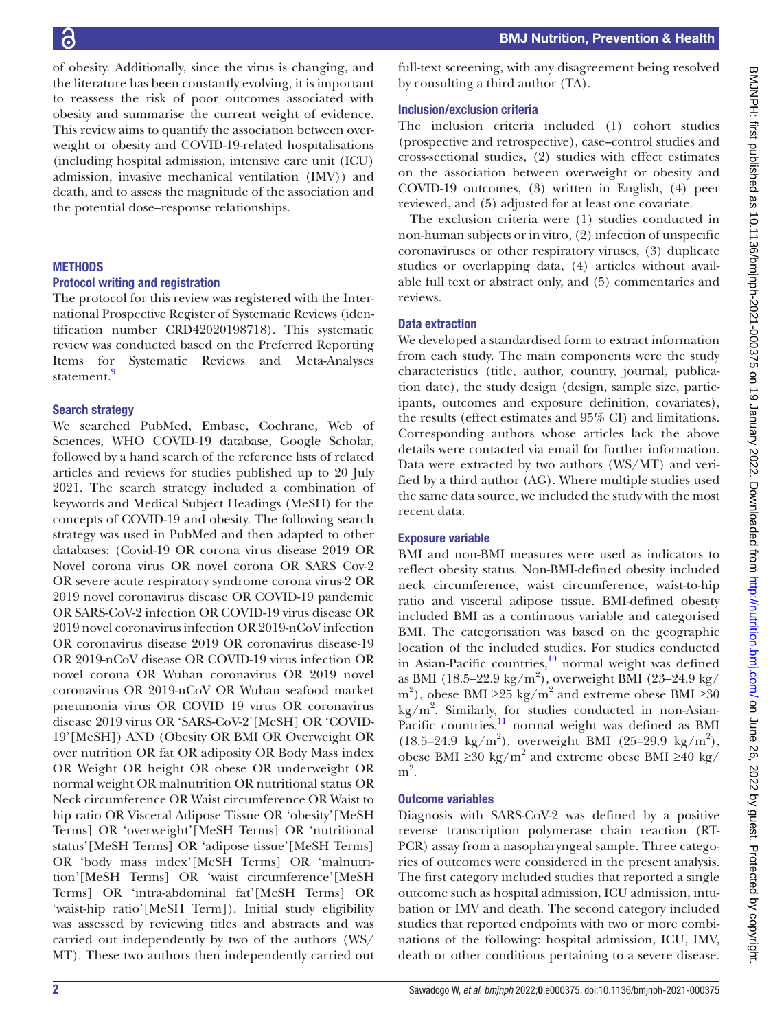of obesity. Additionally, since the virus is changing, and the literature has been constantly evolving, it is important to reassess the risk of poor outcomes associated with obesity and summarise the current weight of evidence. This review aims to quantify the association between overweight or obesity and COVID-19-related hospitalisations (including hospital admission, intensive care unit (ICU) admission, invasive mechanical ventilation (IMV)) and death, and to assess the magnitude of the association and the potential dose–response relationships.

## METHODS

### Protocol writing and registration

The protocol for this review was registered with the International Prospective Register of Systematic Reviews (identification number CRD42020198718). This systematic review was conducted based on the Preferred Reporting Items for Systematic Reviews and Meta-Analyses statement.[9]

### Search strategy

We searched PubMed, Embase, Cochrane, Web of Sciences, WHO COVID-19 database, Google Scholar, followed by a hand search of the reference lists of related articles and reviews for studies published up to 20 July 2021. The search strategy included a combination of keywords and Medical Subject Headings (MeSH) for the concepts of COVID-19 and obesity. The following search strategy was used in PubMed and then adapted to other databases: (Covid-19 OR corona virus disease 2019 OR Novel corona virus OR novel corona OR SARS Cov-2 OR severe acute respiratory syndrome corona virus-2 OR 2019 novel coronavirus disease OR COVID-19 pandemic OR SARS-CoV-2 infection OR COVID-19 virus disease OR 2019 novel coronavirus infection OR 2019-nCoV infection OR coronavirus disease 2019 OR coronavirus disease-19 OR 2019-nCoV disease OR COVID-19 virus infection OR novel corona OR Wuhan coronavirus OR 2019 novel coronavirus OR 2019-nCoV OR Wuhan seafood market pneumonia virus OR COVID 19 virus OR coronavirus disease 2019 virus OR 'SARS-CoV-2'[MeSH] OR 'COVID-19'[MeSH]) AND (Obesity OR BMI OR Overweight OR over nutrition OR fat OR adiposity OR Body Mass index OR Weight OR height OR obese OR underweight OR normal weight OR malnutrition OR nutritional status OR Neck circumference OR Waist circumference OR Waist to hip ratio OR Visceral Adipose Tissue OR 'obesity'[MeSH Terms] OR 'overweight'[MeSH Terms] OR 'nutritional status'[MeSH Terms] OR 'adipose tissue'[MeSH Terms] OR 'body mass index'[MeSH Terms] OR 'malnutrition'[MeSH Terms] OR 'waist circumference'[MeSH Terms] OR 'intra-abdominal fat'[MeSH Terms] OR 'waist-hip ratio'[MeSH Term]). Initial study eligibility was assessed by reviewing titles and abstracts and was carried out independently by two of the authors (WS/MT). These two authors then independently carried out full-text screening, with any disagreement being resolved by consulting a third author (TA).

### Inclusion/exclusion criteria

The inclusion criteria included (1) cohort studies (prospective and retrospective), case–control studies and cross-sectional studies, (2) studies with effect estimates on the association between overweight or obesity and COVID-19 outcomes, (3) written in English, (4) peer reviewed, and (5) adjusted for at least one covariate.

The exclusion criteria were (1) studies conducted in non-human subjects or in vitro, (2) infection of unspecific coronaviruses or other respiratory viruses, (3) duplicate studies or overlapping data, (4) articles without available full text or abstract only, and (5) commentaries and reviews.

### Data extraction

We developed a standardised form to extract information from each study. The main components were the study characteristics (title, author, country, journal, publication date), the study design (design, sample size, participants, outcomes and exposure definition, covariates), the results (effect estimates and 95% CI) and limitations. Corresponding authors whose articles lack the above details were contacted via email for further information. Data were extracted by two authors (WS/MT) and verified by a third author (AG). Where multiple studies used the same data source, we included the study with the most recent data.

### Exposure variable

BMI and non-BMI measures were used as indicators to reflect obesity status. Non-BMI-defined obesity included neck circumference, waist circumference, waist-to-hip ratio and visceral adipose tissue. BMI-defined obesity included BMI as a continuous variable and categorised BMI. The categorisation was based on the geographic location of the included studies. For studies conducted in Asian-Pacific countries,[10] normal weight was defined as BMI (18.5–22.9 $kg/m^2$), overweight BMI (23–24.9 $kg/m^2$), obese BMI ≥25 $kg/m^2$ and extreme obese BMI ≥30 $kg/m^2$. Similarly, for studies conducted in non-Asian-Pacific countries,[11] normal weight was defined as BMI (18.5–24.9 $kg/m^2$), overweight BMI (25–29.9 $kg/m^2$), obese BMI ≥30 $kg/m^2$ and extreme obese BMI ≥40 $kg/m^2$.

### Outcome variables

Diagnosis with SARS-CoV-2 was defined by a positive reverse transcription polymerase chain reaction (RT-PCR) assay from a nasopharyngeal sample. Three categories of outcomes were considered in the present analysis. The first category included studies that reported a single outcome such as hospital admission, ICU admission, intubation or IMV and death. The second category included studies that reported endpoints with two or more combinations of the following: hospital admission, ICU, IMV, death or other conditions pertaining to a severe disease.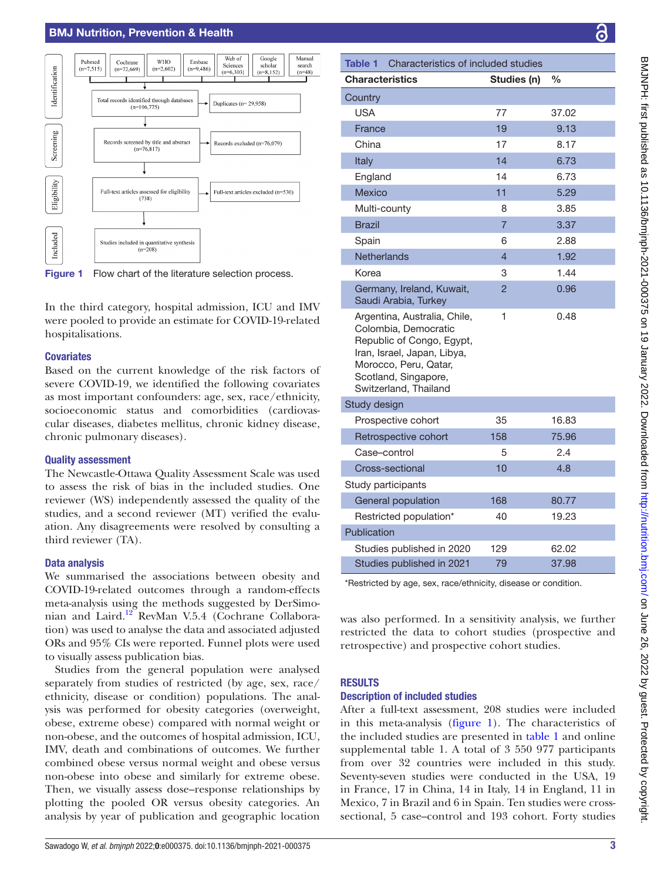| Identification | | |
|---|---|---|
| Pubmed (n=7,515) | Cochrane (n=72,669) | WHO (n=2,602) |
| Embase (n=9,486) | Web of Sciences (n=6,303) | Google scholar (n=8,152) |
| Manual search (n=48) | | |

Total records identified through databases (n=106,775) → Duplicates (n= 29,958)

**Screening:** Records screened by title and abstract (n=76,817) → Records excluded (n=76,079)

**Eligibility:** Full-text articles assessed for eligibility (738) → Full-text articles excluded (n=530)

**Included:** Studies included in quantitative synthesis (n=208)

Figure 1 Flow chart of the literature selection process.

In the third category, hospital admission, ICU and IMV were pooled to provide an estimate for COVID-19-related hospitalisations.

### Covariates

Based on the current knowledge of the risk factors of severe COVID-19, we identified the following covariates as most important confounders: age, sex, race/ethnicity, socioeconomic status and comorbidities (cardiovascular diseases, diabetes mellitus, chronic kidney disease, chronic pulmonary diseases).

### Quality assessment

The Newcastle-Ottawa Quality Assessment Scale was used to assess the risk of bias in the included studies. One reviewer (WS) independently assessed the quality of the studies, and a second reviewer (MT) verified the evaluation. Any disagreements were resolved by consulting a third reviewer (TA).

### Data analysis

We summarised the associations between obesity and COVID-19-related outcomes through a random-effects meta-analysis using the methods suggested by DerSimonian and Laird.[12] RevMan V.5.4 (Cochrane Collaboration) was used to analyse the data and associated adjusted ORs and 95% CIs were reported. Funnel plots were used to visually assess publication bias.

Studies from the general population were analysed separately from studies of restricted (by age, sex, race/ethnicity, disease or condition) populations. The analysis was performed for obesity categories (overweight, obese, extreme obese) compared with normal weight or non-obese, and the outcomes of hospital admission, ICU, IMV, death and combinations of outcomes. We further combined obese versus normal weight and obese versus non-obese into obese and similarly for extreme obese. Then, we visually assess dose–response relationships by plotting the pooled OR versus obesity categories. An analysis by year of publication and geographic location was also performed. In a sensitivity analysis, we further restricted the data to cohort studies (prospective and retrospective) and prospective cohort studies.

**Table 1** Characteristics of included studies

| Characteristics | Studies (n) | % |
|---|---|---|
| **Country** | | |
| USA | 77 | 37.02 |
| France | 19 | 9.13 |
| China | 17 | 8.17 |
| Italy | 14 | 6.73 |
| England | 14 | 6.73 |
| Mexico | 11 | 5.29 |
| Multi-county | 8 | 3.85 |
| Brazil | 7 | 3.37 |
| Spain | 6 | 2.88 |
| Netherlands | 4 | 1.92 |
| Korea | 3 | 1.44 |
| Germany, Ireland, Kuwait, Saudi Arabia, Turkey | 2 | 0.96 |
| Argentina, Australia, Chile, Colombia, Democratic Republic of Congo, Egypt, Iran, Israel, Japan, Libya, Morocco, Peru, Qatar, Scotland, Singapore, Switzerland, Thailand | 1 | 0.48 |
| **Study design** | | |
| Prospective cohort | 35 | 16.83 |
| Retrospective cohort | 158 | 75.96 |
| Case–control | 5 | 2.4 |
| Cross-sectional | 10 | 4.8 |
| **Study participants** | | |
| General population | 168 | 80.77 |
| Restricted population* | 40 | 19.23 |
| **Publication** | | |
| Studies published in 2020 | 129 | 62.02 |
| Studies published in 2021 | 79 | 37.98 |

*Restricted by age, sex, race/ethnicity, disease or condition.

## RESULTS

### Description of included studies

After a full-text assessment, 208 studies were included in this meta-analysis (figure 1). The characteristics of the included studies are presented in table 1 and online supplemental table 1. A total of 3 550 977 participants from over 32 countries were included in this study. Seventy-seven studies were conducted in the USA, 19 in France, 17 in China, 14 in Italy, 14 in England, 11 in Mexico, 7 in Brazil and 6 in Spain. Ten studies were cross-sectional, 5 case–control and 193 cohort. Forty studies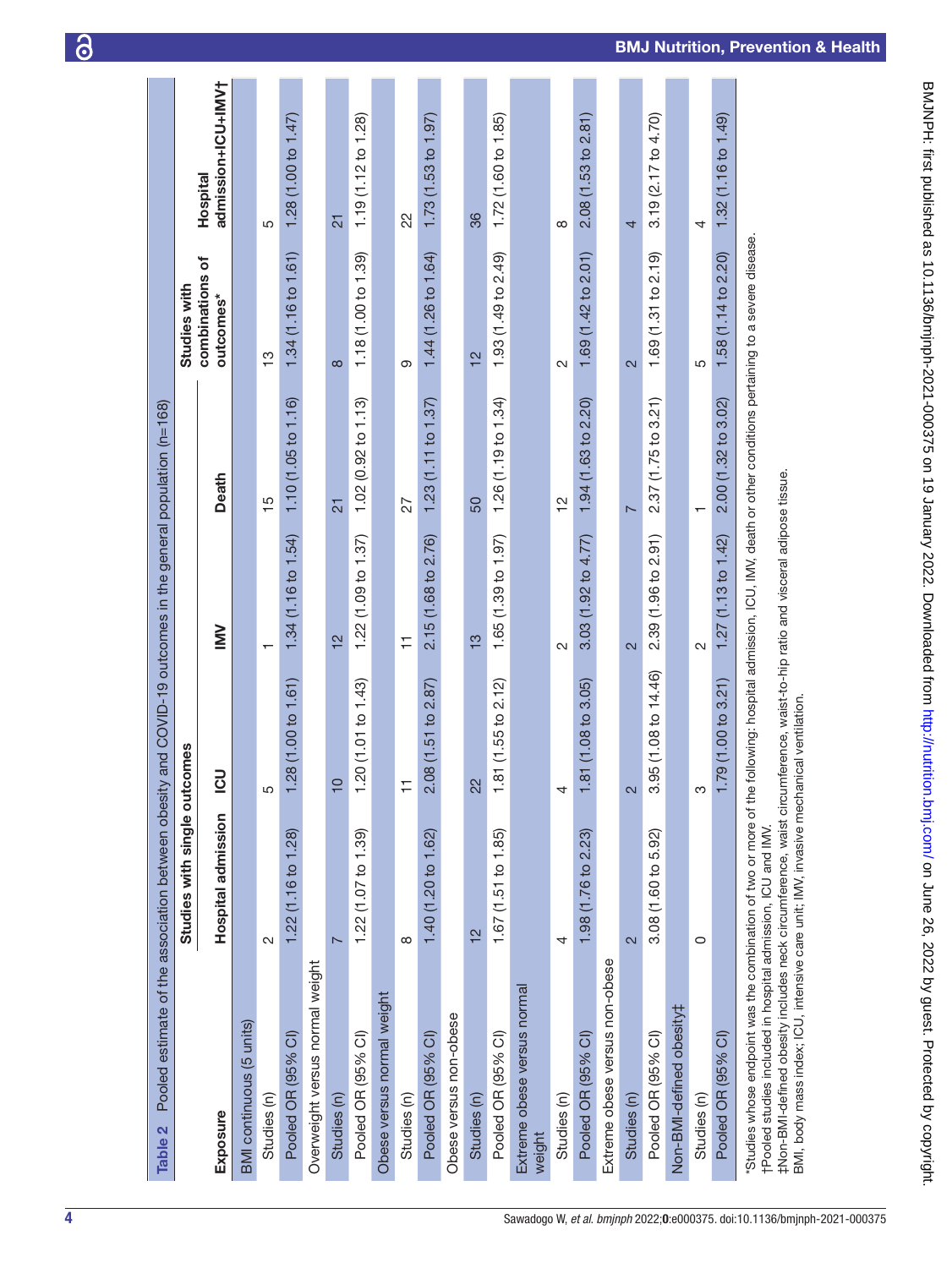**Table 2** Pooled estimate of the association between obesity and COVID-19 outcomes in the general population (n=168)

| Exposure | Studies with single outcomes | | | | Studies with combinations of outcomes* | Hospital admission+ICU+IMV† |
|---|---|---|---|---|---|---|
| | Hospital admission | ICU | IMV | Death | | |
| BMI continuous (5 units) | | | | | | |
| Studies (n) | 2 | 5 | 1 | 15 | 13 | 5 |
| Pooled OR (95% CI) | 1.22 (1.16 to 1.28) | 1.28 (1.00 to 1.61) | 1.34 (1.16 to 1.54) | 1.10 (1.05 to 1.16) | 1.34 (1.16 to 1.61) | 1.28 (1.00 to 1.47) |
| Overweight versus normal weight | | | | | | |
| Studies (n) | 7 | 10 | 12 | 21 | 8 | 21 |
| Pooled OR (95% CI) | 1.22 (1.07 to 1.39) | 1.20 (1.01 to 1.43) | 1.22 (1.09 to 1.37) | 1.02 (0.92 to 1.13) | 1.18 (1.00 to 1.39) | 1.19 (1.12 to 1.28) |
| Obese versus normal weight | | | | | | |
| Studies (n) | 8 | 11 | 11 | 27 | 9 | 22 |
| Pooled OR (95% CI) | 1.40 (1.20 to 1.62) | 2.08 (1.51 to 2.87) | 2.15 (1.68 to 2.76) | 1.23 (1.11 to 1.37) | 1.44 (1.26 to 1.64) | 1.73 (1.53 to 1.97) |
| Obese versus non-obese | | | | | | |
| Studies (n) | 12 | 22 | 13 | 50 | 12 | 36 |
| Pooled OR (95% CI) | 1.67 (1.51 to 1.85) | 1.81 (1.55 to 2.12) | 1.65 (1.39 to 1.97) | 1.26 (1.19 to 1.34) | 1.93 (1.49 to 2.49) | 1.72 (1.60 to 1.85) |
| Extreme obese versus normal weight | | | | | | |
| Studies (n) | 4 | 4 | 2 | 12 | 2 | 8 |
| Pooled OR (95% CI) | 1.98 (1.76 to 2.23) | 1.81 (1.08 to 3.05) | 3.03 (1.92 to 4.77) | 1.94 (1.63 to 2.20) | 1.69 (1.42 to 2.01) | 2.08 (1.53 to 2.81) |
| Extreme obese versus non-obese | | | | | | |
| Studies (n) | 2 | 2 | 2 | 7 | 2 | 4 |
| Pooled OR (95% CI) | 3.08 (1.60 to 5.92) | 3.95 (1.08 to 14.46) | 2.39 (1.96 to 2.91) | 2.37 (1.75 to 3.21) | 1.69 (1.31 to 2.19) | 3.19 (2.17 to 4.70) |
| Non-BMI-defined obesity‡ | | | | | | |
| Studies (n) | 0 | 3 | 2 | 1 | 5 | 4 |
| Pooled OR (95% CI) | | 1.79 (1.00 to 3.21) | 1.27 (1.13 to 1.42) | 2.00 (1.32 to 3.02) | 1.58 (1.14 to 2.20) | 1.32 (1.16 to 1.49) |

*Studies whose endpoint was the combination of two or more of the following: hospital admission, ICU, IMV, death or other conditions pertaining to a severe disease.
†Pooled studies included in hospital admission, ICU and IMV.
‡Non-BMI-defined obesity includes neck circumference, waist circumference, waist-to-hip ratio and visceral adipose tissue.
BMI, body mass index; ICU, intensive care unit; IMV, invasive mechanical ventilation.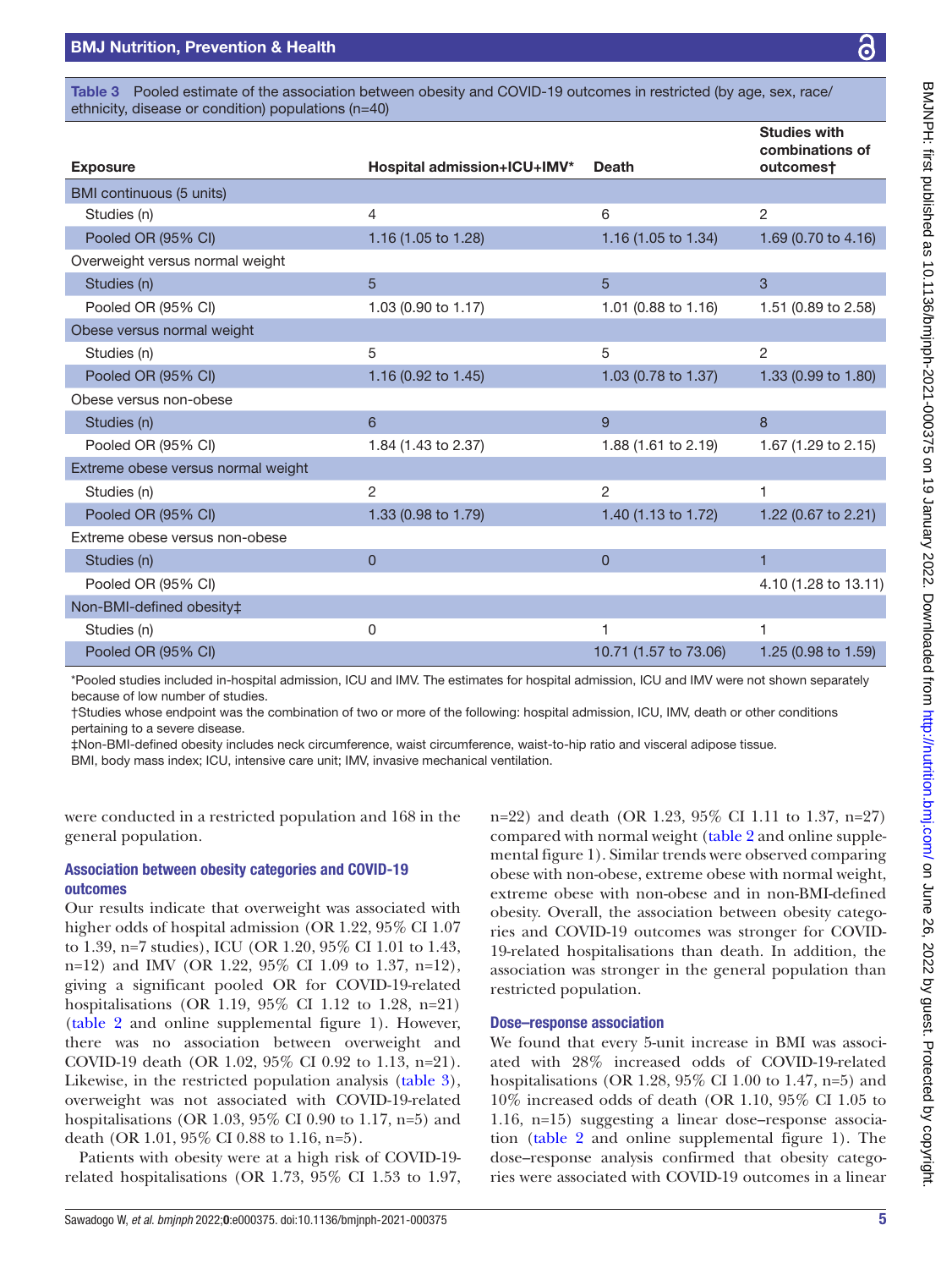**Table 3** Pooled estimate of the association between obesity and COVID-19 outcomes in restricted (by age, sex, race/ethnicity, disease or condition) populations (n=40)

| Exposure | Hospital admission+ICU+IMV* | Death | Studies with combinations of outcomes† |
|---|---|---|---|
| BMI continuous (5 units) | | | |
| Studies (n) | 4 | 6 | 2 |
| Pooled OR (95% CI) | 1.16 (1.05 to 1.28) | 1.16 (1.05 to 1.34) | 1.69 (0.70 to 4.16) |
| Overweight versus normal weight | | | |
| Studies (n) | 5 | 5 | 3 |
| Pooled OR (95% CI) | 1.03 (0.90 to 1.17) | 1.01 (0.88 to 1.16) | 1.51 (0.89 to 2.58) |
| Obese versus normal weight | | | |
| Studies (n) | 5 | 5 | 2 |
| Pooled OR (95% CI) | 1.16 (0.92 to 1.45) | 1.03 (0.78 to 1.37) | 1.33 (0.99 to 1.80) |
| Obese versus non-obese | | | |
| Studies (n) | 6 | 9 | 8 |
| Pooled OR (95% CI) | 1.84 (1.43 to 2.37) | 1.88 (1.61 to 2.19) | 1.67 (1.29 to 2.15) |
| Extreme obese versus normal weight | | | |
| Studies (n) | 2 | 2 | 1 |
| Pooled OR (95% CI) | 1.33 (0.98 to 1.79) | 1.40 (1.13 to 1.72) | 1.22 (0.67 to 2.21) |
| Extreme obese versus non-obese | | | |
| Studies (n) | 0 | 0 | 1 |
| Pooled OR (95% CI) | | | 4.10 (1.28 to 13.11) |
| Non-BMI-defined obesity‡ | | | |
| Studies (n) | 0 | 1 | 1 |
| Pooled OR (95% CI) | | 10.71 (1.57 to 73.06) | 1.25 (0.98 to 1.59) |

*Pooled studies included in-hospital admission, ICU and IMV. The estimates for hospital admission, ICU and IMV were not shown separately because of low number of studies.
†Studies whose endpoint was the combination of two or more of the following: hospital admission, ICU, IMV, death or other conditions pertaining to a severe disease.
‡Non-BMI-defined obesity includes neck circumference, waist circumference, waist-to-hip ratio and visceral adipose tissue.
BMI, body mass index; ICU, intensive care unit; IMV, invasive mechanical ventilation.

were conducted in a restricted population and 168 in the general population.

### Association between obesity categories and COVID-19 outcomes

Our results indicate that overweight was associated with higher odds of hospital admission (OR 1.22, 95% CI 1.07 to 1.39, n=7 studies), ICU (OR 1.20, 95% CI 1.01 to 1.43, n=12) and IMV (OR 1.22, 95% CI 1.09 to 1.37, n=12), giving a significant pooled OR for COVID-19-related hospitalisations (OR 1.19, 95% CI 1.12 to 1.28, n=21) (table 2 and online supplemental figure 1). However, there was no association between overweight and COVID-19 death (OR 1.02, 95% CI 0.92 to 1.13, n=21). Likewise, in the restricted population analysis (table 3), overweight was not associated with COVID-19-related hospitalisations (OR 1.03, 95% CI 0.90 to 1.17, n=5) and death (OR 1.01, 95% CI 0.88 to 1.16, n=5).

Patients with obesity were at a high risk of COVID-19-related hospitalisations (OR 1.73, 95% CI 1.53 to 1.97, n=22) and death (OR 1.23, 95% CI 1.11 to 1.37, n=27) compared with normal weight (table 2 and online supplemental figure 1). Similar trends were observed comparing obese with non-obese, extreme obese with normal weight, extreme obese with non-obese and in non-BMI-defined obesity. Overall, the association between obesity categories and COVID-19 outcomes was stronger for COVID-19-related hospitalisations than death. In addition, the association was stronger in the general population than restricted population.

### Dose–response association

We found that every 5-unit increase in BMI was associated with 28% increased odds of COVID-19-related hospitalisations (OR 1.28, 95% CI 1.00 to 1.47, n=5) and 10% increased odds of death (OR 1.10, 95% CI 1.05 to 1.16, n=15) suggesting a linear dose–response association (table 2 and online supplemental figure 1). The dose–response analysis confirmed that obesity categories were associated with COVID-19 outcomes in a linear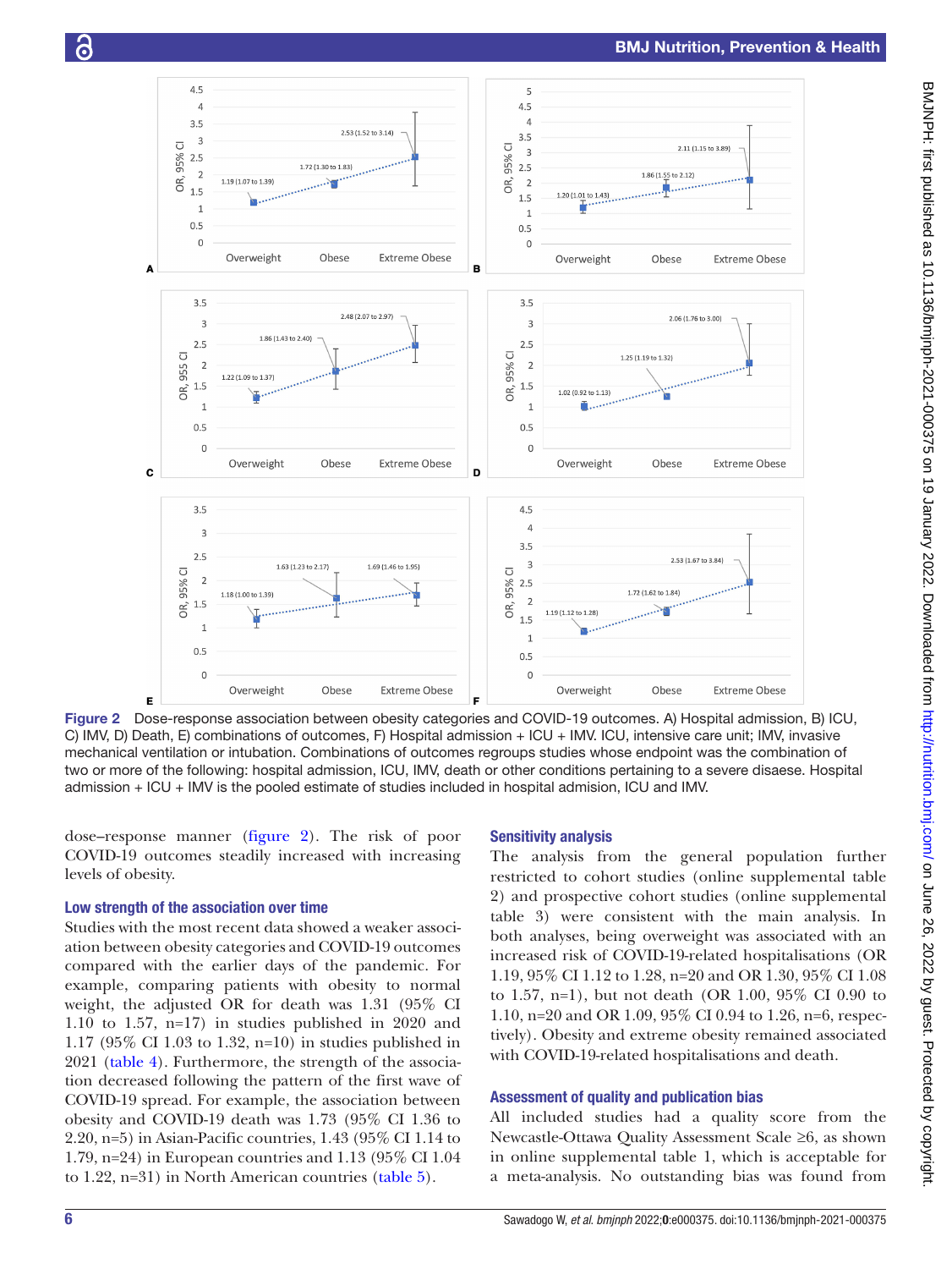Figure 2 Dose-response association between obesity categories and COVID-19 outcomes. A) Hospital admission, B) ICU, C) IMV, D) Death, E) combinations of outcomes, F) Hospital admission + ICU + IMV. ICU, intensive care unit; IMV, invasive mechanical ventilation or intubation. Combinations of outcomes regroups studies whose endpoint was the combination of two or more of the following: hospital admission, ICU, IMV, death or other conditions pertaining to a severe disaese. Hospital admission + ICU + IMV is the pooled estimate of studies included in hospital admision, ICU and IMV.

dose–response manner (figure 2). The risk of poor COVID-19 outcomes steadily increased with increasing levels of obesity.

### Low strength of the association over time

Studies with the most recent data showed a weaker association between obesity categories and COVID-19 outcomes compared with the earlier days of the pandemic. For example, comparing patients with obesity to normal weight, the adjusted OR for death was 1.31 (95% CI 1.10 to 1.57, n=17) in studies published in 2020 and 1.17 (95% CI 1.03 to 1.32, n=10) in studies published in 2021 (table 4). Furthermore, the strength of the association decreased following the pattern of the first wave of COVID-19 spread. For example, the association between obesity and COVID-19 death was 1.73 (95% CI 1.36 to 2.20, n=5) in Asian-Pacific countries, 1.43 (95% CI 1.14 to 1.79, n=24) in European countries and 1.13 (95% CI 1.04 to 1.22, n=31) in North American countries (table 5).

### Sensitivity analysis

The analysis from the general population further restricted to cohort studies (online supplemental table 2) and prospective cohort studies (online supplemental table 3) were consistent with the main analysis. In both analyses, being overweight was associated with an increased risk of COVID-19-related hospitalisations (OR 1.19, 95% CI 1.12 to 1.28, n=20 and OR 1.30, 95% CI 1.08 to 1.57, n=1), but not death (OR 1.00, 95% CI 0.90 to 1.10, n=20 and OR 1.09, 95% CI 0.94 to 1.26, n=6, respectively). Obesity and extreme obesity remained associated with COVID-19-related hospitalisations and death.

### Assessment of quality and publication bias

All included studies had a quality score from the Newcastle-Ottawa Quality Assessment Scale ≥6, as shown in online supplemental table 1, which is acceptable for a meta-analysis. No outstanding bias was found from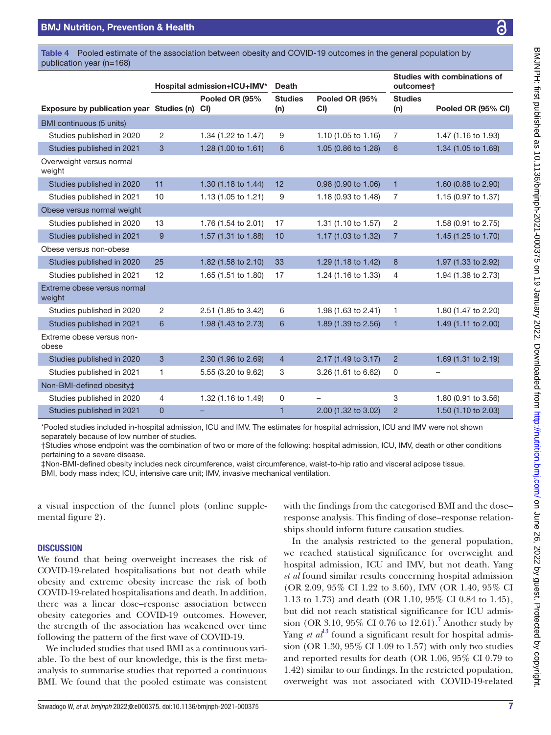**Table 4** Pooled estimate of the association between obesity and COVID-19 outcomes in the general population by publication year (n=168)

| | Hospital admission+ICU+IMV* | | Death | | Studies with combinations of outcomes† | |
|---|---|---|---|---|---|---|
| **Exposure by publication year** | **Studies (n)** | **Pooled OR (95% CI)** | **Studies (n)** | **Pooled OR (95% CI)** | **Studies (n)** | **Pooled OR (95% CI)** |
| BMI continuous (5 units) | | | | | | |
| Studies published in 2020 | 2 | 1.34 (1.22 to 1.47) | 9 | 1.10 (1.05 to 1.16) | 7 | 1.47 (1.16 to 1.93) |
| Studies published in 2021 | 3 | 1.28 (1.00 to 1.61) | 6 | 1.05 (0.86 to 1.28) | 6 | 1.34 (1.05 to 1.69) |
| Overweight versus normal weight | | | | | | |
| Studies published in 2020 | 11 | 1.30 (1.18 to 1.44) | 12 | 0.98 (0.90 to 1.06) | 1 | 1.60 (0.88 to 2.90) |
| Studies published in 2021 | 10 | 1.13 (1.05 to 1.21) | 9 | 1.18 (0.93 to 1.48) | 7 | 1.15 (0.97 to 1.37) |
| Obese versus normal weight | | | | | | |
| Studies published in 2020 | 13 | 1.76 (1.54 to 2.01) | 17 | 1.31 (1.10 to 1.57) | 2 | 1.58 (0.91 to 2.75) |
| Studies published in 2021 | 9 | 1.57 (1.31 to 1.88) | 10 | 1.17 (1.03 to 1.32) | 7 | 1.45 (1.25 to 1.70) |
| Obese versus non-obese | | | | | | |
| Studies published in 2020 | 25 | 1.82 (1.58 to 2.10) | 33 | 1.29 (1.18 to 1.42) | 8 | 1.97 (1.33 to 2.92) |
| Studies published in 2021 | 12 | 1.65 (1.51 to 1.80) | 17 | 1.24 (1.16 to 1.33) | 4 | 1.94 (1.38 to 2.73) |
| Extreme obese versus normal weight | | | | | | |
| Studies published in 2020 | 2 | 2.51 (1.85 to 3.42) | 6 | 1.98 (1.63 to 2.41) | 1 | 1.80 (1.47 to 2.20) |
| Studies published in 2021 | 6 | 1.98 (1.43 to 2.73) | 6 | 1.89 (1.39 to 2.56) | 1 | 1.49 (1.11 to 2.00) |
| Extreme obese versus non-obese | | | | | | |
| Studies published in 2020 | 3 | 2.30 (1.96 to 2.69) | 4 | 2.17 (1.49 to 3.17) | 2 | 1.69 (1.31 to 2.19) |
| Studies published in 2021 | 1 | 5.55 (3.20 to 9.62) | 3 | 3.26 (1.61 to 6.62) | 0 | – |
| Non-BMI-defined obesity‡ | | | | | | |
| Studies published in 2020 | 4 | 1.32 (1.16 to 1.49) | 0 | – | 3 | 1.80 (0.91 to 3.56) |
| Studies published in 2021 | 0 | – | 1 | 2.00 (1.32 to 3.02) | 2 | 1.50 (1.10 to 2.03) |

*Pooled studies included in-hospital admission, ICU and IMV. The estimates for hospital admission, ICU and IMV were not shown separately because of low number of studies.
†Studies whose endpoint was the combination of two or more of the following: hospital admission, ICU, IMV, death or other conditions pertaining to a severe disease.
‡Non-BMI-defined obesity includes neck circumference, waist circumference, waist-to-hip ratio and visceral adipose tissue.
BMI, body mass index; ICU, intensive care unit; IMV, invasive mechanical ventilation.

a visual inspection of the funnel plots (online supplemental figure 2).

## DISCUSSION

We found that being overweight increases the risk of COVID-19-related hospitalisations but not death while obesity and extreme obesity increase the risk of both COVID-19-related hospitalisations and death. In addition, there was a linear dose–response association between obesity categories and COVID-19 outcomes. However, the strength of the association has weakened over time following the pattern of the first wave of COVID-19.

We included studies that used BMI as a continuous variable. To the best of our knowledge, this is the first meta-analysis to summarise studies that reported a continuous BMI. We found that the pooled estimate was consistent with the findings from the categorised BMI and the dose–response analysis. This finding of dose–response relationships should inform future causation studies.

In the analysis restricted to the general population, we reached statistical significance for overweight and hospital admission, ICU and IMV, but not death. Yang *et al* found similar results concerning hospital admission (OR 2.09, 95% CI 1.22 to 3.60), IMV (OR 1.40, 95% CI 1.13 to 1.73) and death (OR 1.10, 95% CI 0.84 to 1.45), but did not reach statistical significance for ICU admission (OR 3.10, 95% CI 0.76 to 12.61).[7] Another study by Yang *et al*[13] found a significant result for hospital admission (OR 1.30, 95% CI 1.09 to 1.57) with only two studies and reported results for death (OR 1.06, 95% CI 0.79 to 1.42) similar to our findings. In the restricted population, overweight was not associated with COVID-19-related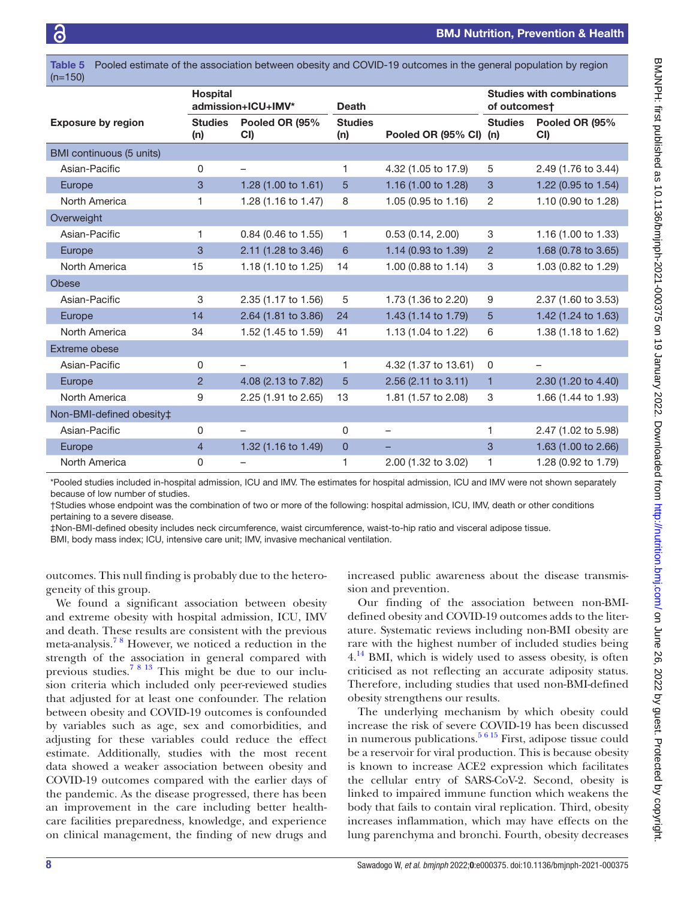**Table 5** Pooled estimate of the association between obesity and COVID-19 outcomes in the general population by region (n=150)

| Exposure by region | Hospital admission+ICU+IMV* | | Death | | Studies with combinations of outcomes† | |
|---|---|---|---|---|---|---|
| | Studies (n) | Pooled OR (95% CI) | Studies (n) | Pooled OR (95% CI) | Studies (n) | Pooled OR (95% CI) |
| BMI continuous (5 units) | | | | | | |
| Asian-Pacific | 0 | – | 1 | 4.32 (1.05 to 17.9) | 5 | 2.49 (1.76 to 3.44) |
| Europe | 3 | 1.28 (1.00 to 1.61) | 5 | 1.16 (1.00 to 1.28) | 3 | 1.22 (0.95 to 1.54) |
| North America | 1 | 1.28 (1.16 to 1.47) | 8 | 1.05 (0.95 to 1.16) | 2 | 1.10 (0.90 to 1.28) |
| Overweight | | | | | | |
| Asian-Pacific | 1 | 0.84 (0.46 to 1.55) | 1 | 0.53 (0.14, 2.00) | 3 | 1.16 (1.00 to 1.33) |
| Europe | 3 | 2.11 (1.28 to 3.46) | 6 | 1.14 (0.93 to 1.39) | 2 | 1.68 (0.78 to 3.65) |
| North America | 15 | 1.18 (1.10 to 1.25) | 14 | 1.00 (0.88 to 1.14) | 3 | 1.03 (0.82 to 1.29) |
| Obese | | | | | | |
| Asian-Pacific | 3 | 2.35 (1.17 to 1.56) | 5 | 1.73 (1.36 to 2.20) | 9 | 2.37 (1.60 to 3.53) |
| Europe | 14 | 2.64 (1.81 to 3.86) | 24 | 1.43 (1.14 to 1.79) | 5 | 1.42 (1.24 to 1.63) |
| North America | 34 | 1.52 (1.45 to 1.59) | 41 | 1.13 (1.04 to 1.22) | 6 | 1.38 (1.18 to 1.62) |
| Extreme obese | | | | | | |
| Asian-Pacific | 0 | – | 1 | 4.32 (1.37 to 13.61) | 0 | – |
| Europe | 2 | 4.08 (2.13 to 7.82) | 5 | 2.56 (2.11 to 3.11) | 1 | 2.30 (1.20 to 4.40) |
| North America | 9 | 2.25 (1.91 to 2.65) | 13 | 1.81 (1.57 to 2.08) | 3 | 1.66 (1.44 to 1.93) |
| Non-BMI-defined obesity‡ | | | | | | |
| Asian-Pacific | 0 | – | 0 | – | 1 | 2.47 (1.02 to 5.98) |
| Europe | 4 | 1.32 (1.16 to 1.49) | 0 | – | 3 | 1.63 (1.00 to 2.66) |
| North America | 0 | – | 1 | 2.00 (1.32 to 3.02) | 1 | 1.28 (0.92 to 1.79) |

*Pooled studies included in-hospital admission, ICU and IMV. The estimates for hospital admission, ICU and IMV were not shown separately because of low number of studies.
†Studies whose endpoint was the combination of two or more of the following: hospital admission, ICU, IMV, death or other conditions pertaining to a severe disease.
‡Non-BMI-defined obesity includes neck circumference, waist circumference, waist-to-hip ratio and visceral adipose tissue.
BMI, body mass index; ICU, intensive care unit; IMV, invasive mechanical ventilation.

outcomes. This null finding is probably due to the heterogeneity of this group.

We found a significant association between obesity and extreme obesity with hospital admission, ICU, IMV and death. These results are consistent with the previous meta-analysis.[7,8] However, we noticed a reduction in the strength of the association in general compared with previous studies.[7,8,13] This might be due to our inclusion criteria which included only peer-reviewed studies that adjusted for at least one confounder. The relation between obesity and COVID-19 outcomes is confounded by variables such as age, sex and comorbidities, and adjusting for these variables could reduce the effect estimate. Additionally, studies with the most recent data showed a weaker association between obesity and COVID-19 outcomes compared with the earlier days of the pandemic. As the disease progressed, there has been an improvement in the care including better healthcare facilities preparedness, knowledge, and experience on clinical management, the finding of new drugs and increased public awareness about the disease transmission and prevention.

Our finding of the association between non-BMI-defined obesity and COVID-19 outcomes adds to the literature. Systematic reviews including non-BMI obesity are rare with the highest number of included studies being 4.[14] BMI, which is widely used to assess obesity, is often criticised as not reflecting an accurate adiposity status. Therefore, including studies that used non-BMI-defined obesity strengthens our results.

The underlying mechanism by which obesity could increase the risk of severe COVID-19 has been discussed in numerous publications.[5,6,15] First, adipose tissue could be a reservoir for viral production. This is because obesity is known to increase ACE2 expression which facilitates the cellular entry of SARS-CoV-2. Second, obesity is linked to impaired immune function which weakens the body that fails to contain viral replication. Third, obesity increases inflammation, which may have effects on the lung parenchyma and bronchi. Fourth, obesity decreases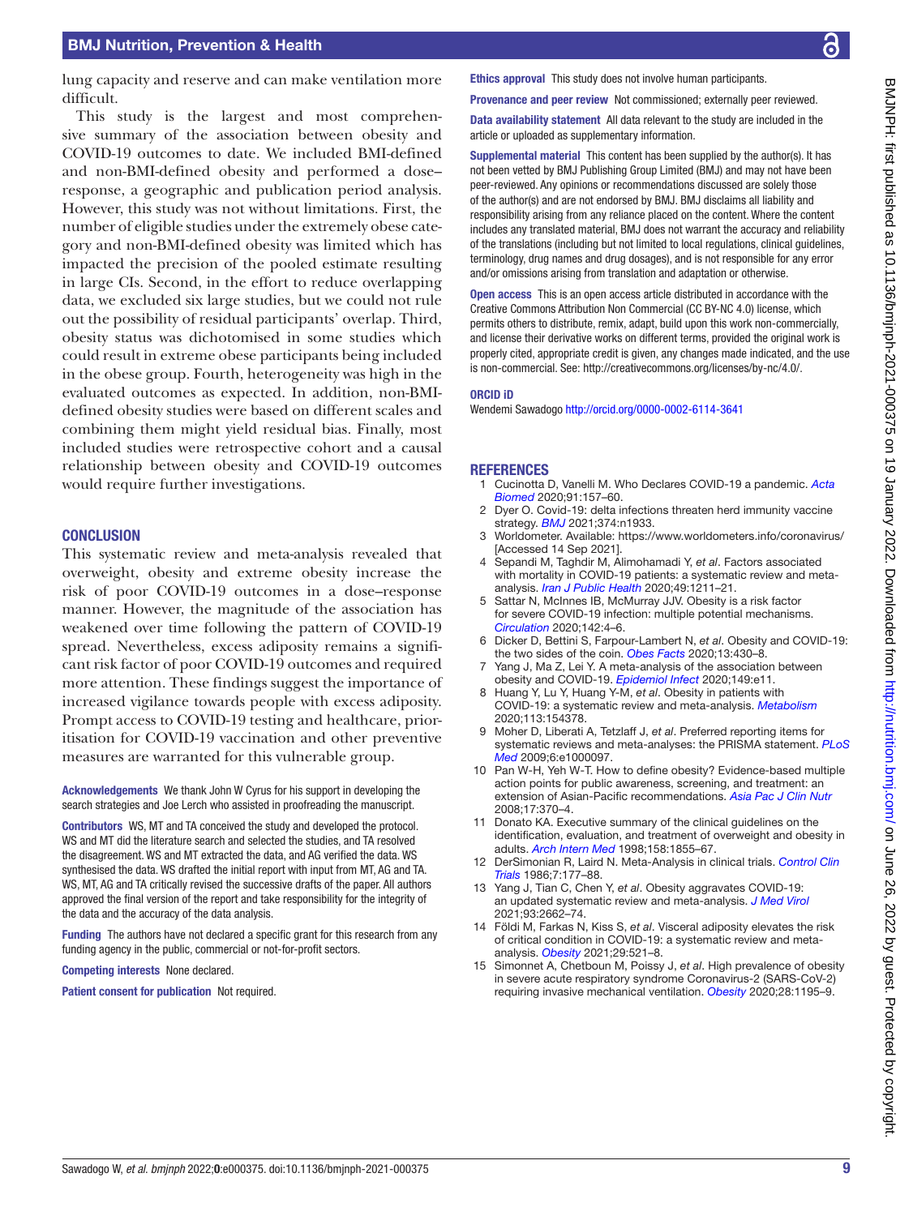lung capacity and reserve and can make ventilation more difficult.

This study is the largest and most comprehensive summary of the association between obesity and COVID-19 outcomes to date. We included BMI-defined and non-BMI-defined obesity and performed a dose–response, a geographic and publication period analysis. However, this study was not without limitations. First, the number of eligible studies under the extremely obese category and non-BMI-defined obesity was limited which has impacted the precision of the pooled estimate resulting in large CIs. Second, in the effort to reduce overlapping data, we excluded six large studies, but we could not rule out the possibility of residual participants' overlap. Third, obesity status was dichotomised in some studies which could result in extreme obese participants being included in the obese group. Fourth, heterogeneity was high in the evaluated outcomes as expected. In addition, non-BMI-defined obesity studies were based on different scales and combining them might yield residual bias. Finally, most included studies were retrospective cohort and a causal relationship between obesity and COVID-19 outcomes would require further investigations.

## CONCLUSION

This systematic review and meta-analysis revealed that overweight, obesity and extreme obesity increase the risk of poor COVID-19 outcomes in a dose–response manner. However, the magnitude of the association has weakened over time following the pattern of COVID-19 spread. Nevertheless, excess adiposity remains a significant risk factor of poor COVID-19 outcomes and required more attention. These findings suggest the importance of increased vigilance towards people with excess adiposity. Prompt access to COVID-19 testing and healthcare, prioritisation for COVID-19 vaccination and other preventive measures are warranted for this vulnerable group.

**Acknowledgements** We thank John W Cyrus for his support in developing the search strategies and Joe Lerch who assisted in proofreading the manuscript.

**Contributors** WS, MT and TA conceived the study and developed the protocol. WS and MT did the literature search and selected the studies, and TA resolved the disagreement. WS and MT extracted the data, and AG verified the data. WS synthesised the data. WS drafted the initial report with input from MT, AG and TA. WS, MT, AG and TA critically revised the successive drafts of the paper. All authors approved the final version of the report and take responsibility for the integrity of the data and the accuracy of the data analysis.

**Funding** The authors have not declared a specific grant for this research from any funding agency in the public, commercial or not-for-profit sectors.

**Competing interests** None declared.

**Patient consent for publication** Not required.

**Ethics approval** This study does not involve human participants.

**Provenance and peer review** Not commissioned; externally peer reviewed.

**Data availability statement** All data relevant to the study are included in the article or uploaded as supplementary information.

**Supplemental material** This content has been supplied by the author(s). It has not been vetted by BMJ Publishing Group Limited (BMJ) and may not have been peer-reviewed. Any opinions or recommendations discussed are solely those of the author(s) and are not endorsed by BMJ. BMJ disclaims all liability and responsibility arising from any reliance placed on the content. Where the content includes any translated material, BMJ does not warrant the accuracy and reliability of the translations (including but not limited to local regulations, clinical guidelines, terminology, drug names and drug dosages), and is not responsible for any error and/or omissions arising from translation and adaptation or otherwise.

**Open access** This is an open access article distributed in accordance with the Creative Commons Attribution Non Commercial (CC BY-NC 4.0) license, which permits others to distribute, remix, adapt, build upon this work non-commercially, and license their derivative works on different terms, provided the original work is properly cited, appropriate credit is given, any changes made indicated, and the use is non-commercial. See: http://creativecommons.org/licenses/by-nc/4.0/.

### ORCID iD

Wendemi Sawadogo http://orcid.org/0000-0002-6114-3641

## REFERENCES

1. Cucinotta D, Vanelli M. Who Declares COVID-19 a pandemic. *Acta Biomed* 2020;91:157–60.
2. Dyer O. Covid-19: delta infections threaten herd immunity vaccine strategy. *BMJ* 2021;374:n1933.
3. Worldometer. Available: https://www.worldometers.info/coronavirus/ [Accessed 14 Sep 2021].
4. Sepandi M, Taghdir M, Alimohamadi Y, *et al*. Factors associated with mortality in COVID-19 patients: a systematic review and meta-analysis. *Iran J Public Health* 2020;49:1211–21.
5. Sattar N, McInnes IB, McMurray JJV. Obesity is a risk factor for severe COVID-19 infection: multiple potential mechanisms. *Circulation* 2020;142:4–6.
6. Dicker D, Bettini S, Farpour-Lambert N, *et al*. Obesity and COVID-19: the two sides of the coin. *Obes Facts* 2020;13:430–8.
7. Yang J, Ma Z, Lei Y. A meta-analysis of the association between obesity and COVID-19. *Epidemiol Infect* 2020;149:e11.
8. Huang Y, Lu Y, Huang Y-M, *et al*. Obesity in patients with COVID-19: a systematic review and meta-analysis. *Metabolism* 2020;113:154378.
9. Moher D, Liberati A, Tetzlaff J, *et al*. Preferred reporting items for systematic reviews and meta-analyses: the PRISMA statement. *PLoS Med* 2009;6:e1000097.
10. Pan W-H, Yeh W-T. How to define obesity? Evidence-based multiple action points for public awareness, screening, and treatment: an extension of Asian-Pacific recommendations. *Asia Pac J Clin Nutr* 2008;17:370–4.
11. Donato KA. Executive summary of the clinical guidelines on the identification, evaluation, and treatment of overweight and obesity in adults. *Arch Intern Med* 1998;158:1855–67.
12. DerSimonian R, Laird N. Meta-Analysis in clinical trials. *Control Clin Trials* 1986;7:177–88.
13. Yang J, Tian C, Chen Y, *et al*. Obesity aggravates COVID-19: an updated systematic review and meta-analysis. *J Med Virol* 2021;93:2662–74.
14. Földi M, Farkas N, Kiss S, *et al*. Visceral adiposity elevates the risk of critical condition in COVID-19: a systematic review and meta-analysis. *Obesity* 2021;29:521–8.
15. Simonnet A, Chetboun M, Poissy J, *et al*. High prevalence of obesity in severe acute respiratory syndrome Coronavirus-2 (SARS-CoV-2) requiring invasive mechanical ventilation. *Obesity* 2020;28:1195–9.